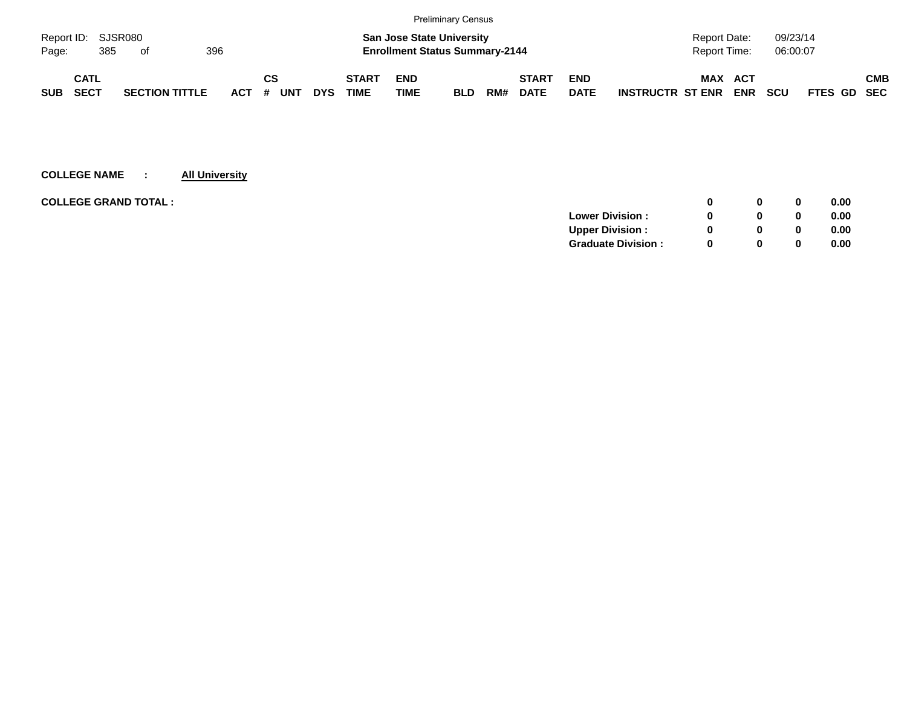Preliminary Census

Report ID: SJSR080

**San Jose State University**
**Enrollment Status Summary-2144**

Report Date: 09/23/14
Report Time: 06:00:07

| SUB | CATL SECT | SECTION TITTLE | ACT | CS # | UNT | DYS | START TIME | END TIME | BLD | RM# | START DATE | END DATE | INSTRUCTR | MAX ST ENR | ACT ENR | SCU | FTES | GD | CMB SEC |
|---|---|---|---|---|---|---|---|---|---|---|---|---|---|---|---|---|---|---|---|

**COLLEGE NAME : All University**

| | | MAX ST ENR | ACT ENR | SCU | FTES |
|---|---|---|---|---|---|
| **COLLEGE GRAND TOTAL :** | | **0** | **0** | **0** | **0.00** |
| | **Lower Division :** | **0** | **0** | **0** | **0.00** |
| | **Upper Division :** | **0** | **0** | **0** | **0.00** |
| | **Graduate Division :** | **0** | **0** | **0** | **0.00** |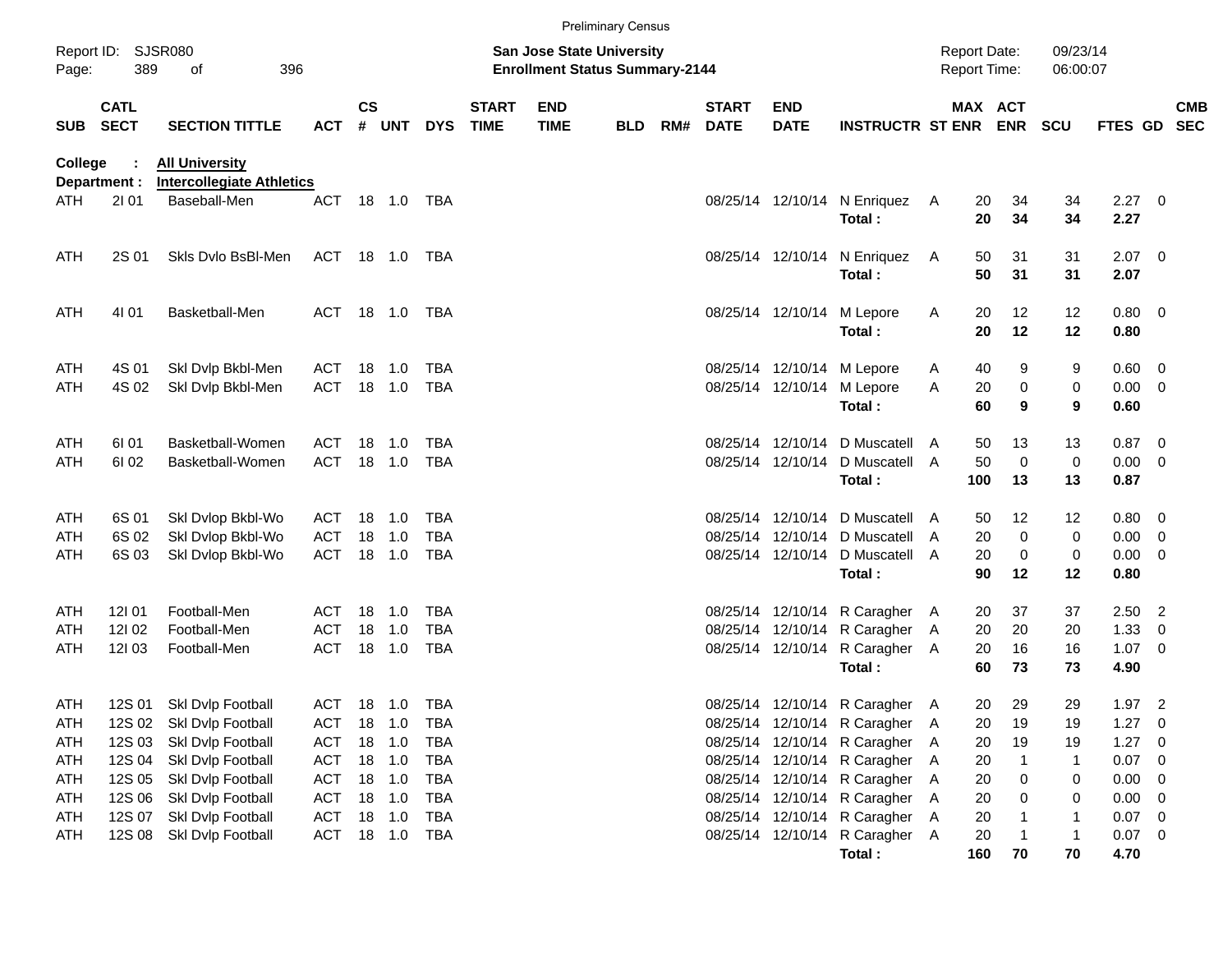Preliminary Census

Report ID: SJSR080

**San Jose State University**
**Enrollment Status Summary-2144**

Report Date: 09/23/14
Report Time: 06:00:07

**College : All University**
**Department : Intercollegiate Athletics**

| SUB | CATL SECT | SECTION TITTLE | ACT | CS # | UNT | DYS | START TIME | END TIME | BLD | RM# | START DATE | END DATE | INSTRUCTR | ST | MAX ENR | ACT ENR | SCU | FTES | GD | CMB SEC |
|---|---|---|---|---|---|---|---|---|---|---|---|---|---|---|---|---|---|---|---|---|
| ATH | 2I 01 | Baseball-Men | ACT | 18 | 1.0 | TBA | | | | | 08/25/14 | 12/10/14 | N Enriquez | A | 20 | 34 | 34 | 2.27 | 0 | |
| | | | | | | | | | | | | | **Total :** | | **20** | **34** | **34** | **2.27** | | |
| ATH | 2S 01 | Skls Dvlo BsBl-Men | ACT | 18 | 1.0 | TBA | | | | | 08/25/14 | 12/10/14 | N Enriquez | A | 50 | 31 | 31 | 2.07 | 0 | |
| | | | | | | | | | | | | | **Total :** | | **50** | **31** | **31** | **2.07** | | |
| ATH | 4I 01 | Basketball-Men | ACT | 18 | 1.0 | TBA | | | | | 08/25/14 | 12/10/14 | M Lepore | A | 20 | 12 | 12 | 0.80 | 0 | |
| | | | | | | | | | | | | | **Total :** | | **20** | **12** | **12** | **0.80** | | |
| ATH | 4S 01 | Skl Dvlp Bkbl-Men | ACT | 18 | 1.0 | TBA | | | | | 08/25/14 | 12/10/14 | M Lepore | A | 40 | 9 | 9 | 0.60 | 0 | |
| ATH | 4S 02 | Skl Dvlp Bkbl-Men | ACT | 18 | 1.0 | TBA | | | | | 08/25/14 | 12/10/14 | M Lepore | A | 20 | 0 | 0 | 0.00 | 0 | |
| | | | | | | | | | | | | | **Total :** | | **60** | **9** | **9** | **0.60** | | |
| ATH | 6I 01 | Basketball-Women | ACT | 18 | 1.0 | TBA | | | | | 08/25/14 | 12/10/14 | D Muscatell | A | 50 | 13 | 13 | 0.87 | 0 | |
| ATH | 6I 02 | Basketball-Women | ACT | 18 | 1.0 | TBA | | | | | 08/25/14 | 12/10/14 | D Muscatell | A | 50 | 0 | 0 | 0.00 | 0 | |
| | | | | | | | | | | | | | **Total :** | | **100** | **13** | **13** | **0.87** | | |
| ATH | 6S 01 | Skl Dvlop Bkbl-Wo | ACT | 18 | 1.0 | TBA | | | | | 08/25/14 | 12/10/14 | D Muscatell | A | 50 | 12 | 12 | 0.80 | 0 | |
| ATH | 6S 02 | Skl Dvlop Bkbl-Wo | ACT | 18 | 1.0 | TBA | | | | | 08/25/14 | 12/10/14 | D Muscatell | A | 20 | 0 | 0 | 0.00 | 0 | |
| ATH | 6S 03 | Skl Dvlop Bkbl-Wo | ACT | 18 | 1.0 | TBA | | | | | 08/25/14 | 12/10/14 | D Muscatell | A | 20 | 0 | 0 | 0.00 | 0 | |
| | | | | | | | | | | | | | **Total :** | | **90** | **12** | **12** | **0.80** | | |
| ATH | 12I 01 | Football-Men | ACT | 18 | 1.0 | TBA | | | | | 08/25/14 | 12/10/14 | R Caragher | A | 20 | 37 | 37 | 2.50 | 2 | |
| ATH | 12I 02 | Football-Men | ACT | 18 | 1.0 | TBA | | | | | 08/25/14 | 12/10/14 | R Caragher | A | 20 | 20 | 20 | 1.33 | 0 | |
| ATH | 12I 03 | Football-Men | ACT | 18 | 1.0 | TBA | | | | | 08/25/14 | 12/10/14 | R Caragher | A | 20 | 16 | 16 | 1.07 | 0 | |
| | | | | | | | | | | | | | **Total :** | | **60** | **73** | **73** | **4.90** | | |
| ATH | 12S 01 | Skl Dvlp Football | ACT | 18 | 1.0 | TBA | | | | | 08/25/14 | 12/10/14 | R Caragher | A | 20 | 29 | 29 | 1.97 | 2 | |
| ATH | 12S 02 | Skl Dvlp Football | ACT | 18 | 1.0 | TBA | | | | | 08/25/14 | 12/10/14 | R Caragher | A | 20 | 19 | 19 | 1.27 | 0 | |
| ATH | 12S 03 | Skl Dvlp Football | ACT | 18 | 1.0 | TBA | | | | | 08/25/14 | 12/10/14 | R Caragher | A | 20 | 19 | 19 | 1.27 | 0 | |
| ATH | 12S 04 | Skl Dvlp Football | ACT | 18 | 1.0 | TBA | | | | | 08/25/14 | 12/10/14 | R Caragher | A | 20 | 1 | 1 | 0.07 | 0 | |
| ATH | 12S 05 | Skl Dvlp Football | ACT | 18 | 1.0 | TBA | | | | | 08/25/14 | 12/10/14 | R Caragher | A | 20 | 0 | 0 | 0.00 | 0 | |
| ATH | 12S 06 | Skl Dvlp Football | ACT | 18 | 1.0 | TBA | | | | | 08/25/14 | 12/10/14 | R Caragher | A | 20 | 0 | 0 | 0.00 | 0 | |
| ATH | 12S 07 | Skl Dvlp Football | ACT | 18 | 1.0 | TBA | | | | | 08/25/14 | 12/10/14 | R Caragher | A | 20 | 1 | 1 | 0.07 | 0 | |
| ATH | 12S 08 | Skl Dvlp Football | ACT | 18 | 1.0 | TBA | | | | | 08/25/14 | 12/10/14 | R Caragher | A | 20 | 1 | 1 | 0.07 | 0 | |
| | | | | | | | | | | | | | **Total :** | | **160** | **70** | **70** | **4.70** | | |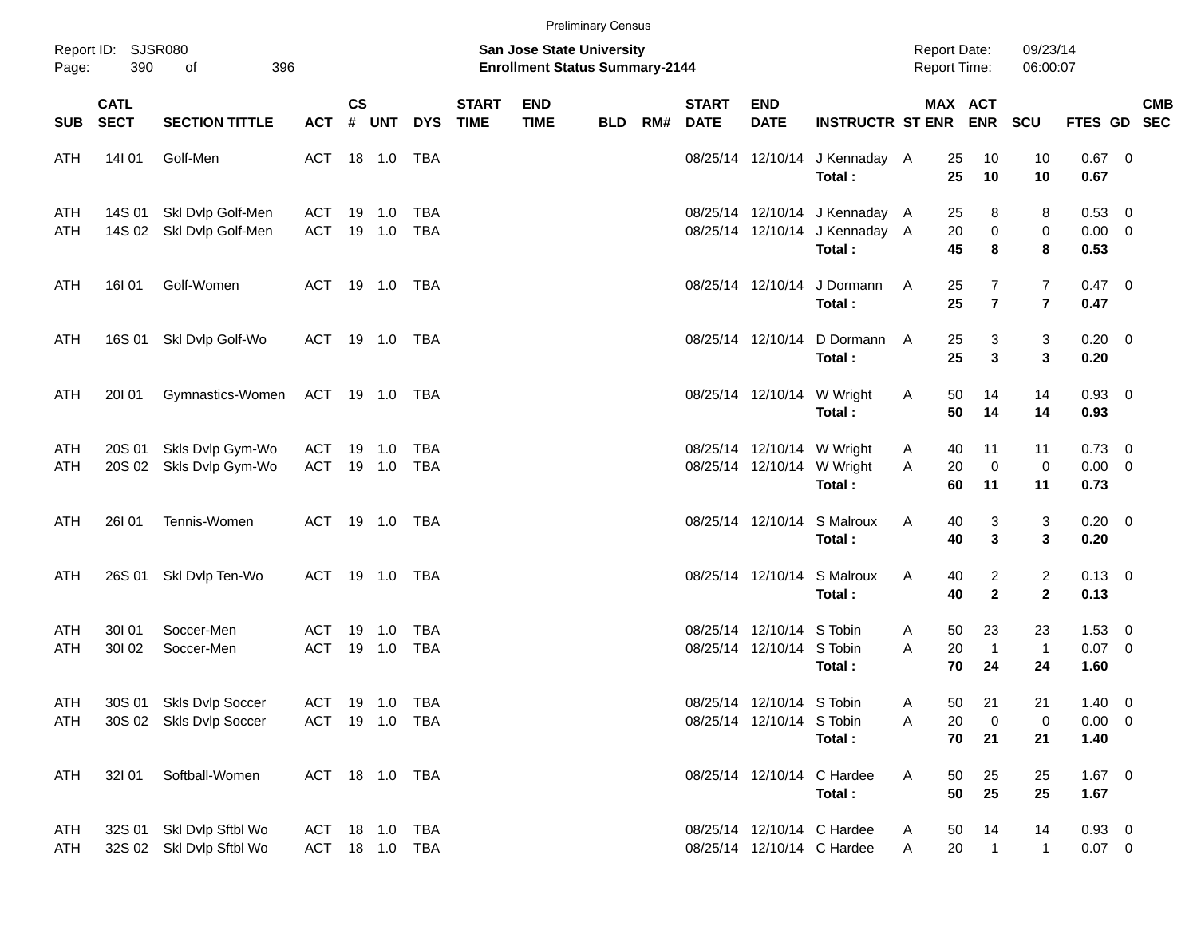Preliminary Census

Report ID: SJSR080

**San Jose State University**
**Enrollment Status Summary-2144**

Report Date: 09/23/14
Report Time: 06:00:07

| SUB | CATL SECT | SECTION TITTLE | ACT | CS # | UNT | DYS | START TIME | END TIME | BLD | RM# | START DATE | END DATE | INSTRUCTR | ST | MAX ENR | ACT ENR | SCU | FTES | GD | CMB SEC |
|---|---|---|---|---|---|---|---|---|---|---|---|---|---|---|---|---|---|---|---|---|
| ATH | 14I 01 | Golf-Men | ACT | 18 | 1.0 | TBA | | | | | 08/25/14 | 12/10/14 | J Kennaday | A | 25 | 10 | 10 | 0.67 | 0 | |
| | | | | | | | | | | | | | **Total :** | | **25** | **10** | **10** | **0.67** | | |
| ATH | 14S 01 | Skl Dvlp Golf-Men | ACT | 19 | 1.0 | TBA | | | | | 08/25/14 | 12/10/14 | J Kennaday | A | 25 | 8 | 8 | 0.53 | 0 | |
| ATH | 14S 02 | Skl Dvlp Golf-Men | ACT | 19 | 1.0 | TBA | | | | | 08/25/14 | 12/10/14 | J Kennaday | A | 20 | 0 | 0 | 0.00 | 0 | |
| | | | | | | | | | | | | | **Total :** | | **45** | **8** | **8** | **0.53** | | |
| ATH | 16I 01 | Golf-Women | ACT | 19 | 1.0 | TBA | | | | | 08/25/14 | 12/10/14 | J Dormann | A | 25 | 7 | 7 | 0.47 | 0 | |
| | | | | | | | | | | | | | **Total :** | | **25** | **7** | **7** | **0.47** | | |
| ATH | 16S 01 | Skl Dvlp Golf-Wo | ACT | 19 | 1.0 | TBA | | | | | 08/25/14 | 12/10/14 | D Dormann | A | 25 | 3 | 3 | 0.20 | 0 | |
| | | | | | | | | | | | | | **Total :** | | **25** | **3** | **3** | **0.20** | | |
| ATH | 20I 01 | Gymnastics-Women | ACT | 19 | 1.0 | TBA | | | | | 08/25/14 | 12/10/14 | W Wright | A | 50 | 14 | 14 | 0.93 | 0 | |
| | | | | | | | | | | | | | **Total :** | | **50** | **14** | **14** | **0.93** | | |
| ATH | 20S 01 | Skls Dvlp Gym-Wo | ACT | 19 | 1.0 | TBA | | | | | 08/25/14 | 12/10/14 | W Wright | A | 40 | 11 | 11 | 0.73 | 0 | |
| ATH | 20S 02 | Skls Dvlp Gym-Wo | ACT | 19 | 1.0 | TBA | | | | | 08/25/14 | 12/10/14 | W Wright | A | 20 | 0 | 0 | 0.00 | 0 | |
| | | | | | | | | | | | | | **Total :** | | **60** | **11** | **11** | **0.73** | | |
| ATH | 26I 01 | Tennis-Women | ACT | 19 | 1.0 | TBA | | | | | 08/25/14 | 12/10/14 | S Malroux | A | 40 | 3 | 3 | 0.20 | 0 | |
| | | | | | | | | | | | | | **Total :** | | **40** | **3** | **3** | **0.20** | | |
| ATH | 26S 01 | Skl Dvlp Ten-Wo | ACT | 19 | 1.0 | TBA | | | | | 08/25/14 | 12/10/14 | S Malroux | A | 40 | 2 | 2 | 0.13 | 0 | |
| | | | | | | | | | | | | | **Total :** | | **40** | **2** | **2** | **0.13** | | |
| ATH | 30I 01 | Soccer-Men | ACT | 19 | 1.0 | TBA | | | | | 08/25/14 | 12/10/14 | S Tobin | A | 50 | 23 | 23 | 1.53 | 0 | |
| ATH | 30I 02 | Soccer-Men | ACT | 19 | 1.0 | TBA | | | | | 08/25/14 | 12/10/14 | S Tobin | A | 20 | 1 | 1 | 0.07 | 0 | |
| | | | | | | | | | | | | | **Total :** | | **70** | **24** | **24** | **1.60** | | |
| ATH | 30S 01 | Skls Dvlp Soccer | ACT | 19 | 1.0 | TBA | | | | | 08/25/14 | 12/10/14 | S Tobin | A | 50 | 21 | 21 | 1.40 | 0 | |
| ATH | 30S 02 | Skls Dvlp Soccer | ACT | 19 | 1.0 | TBA | | | | | 08/25/14 | 12/10/14 | S Tobin | A | 20 | 0 | 0 | 0.00 | 0 | |
| | | | | | | | | | | | | | **Total :** | | **70** | **21** | **21** | **1.40** | | |
| ATH | 32I 01 | Softball-Women | ACT | 18 | 1.0 | TBA | | | | | 08/25/14 | 12/10/14 | C Hardee | A | 50 | 25 | 25 | 1.67 | 0 | |
| | | | | | | | | | | | | | **Total :** | | **50** | **25** | **25** | **1.67** | | |
| ATH | 32S 01 | Skl Dvlp Sftbl Wo | ACT | 18 | 1.0 | TBA | | | | | 08/25/14 | 12/10/14 | C Hardee | A | 50 | 14 | 14 | 0.93 | 0 | |
| ATH | 32S 02 | Skl Dvlp Sftbl Wo | ACT | 18 | 1.0 | TBA | | | | | 08/25/14 | 12/10/14 | C Hardee | A | 20 | 1 | 1 | 0.07 | 0 | |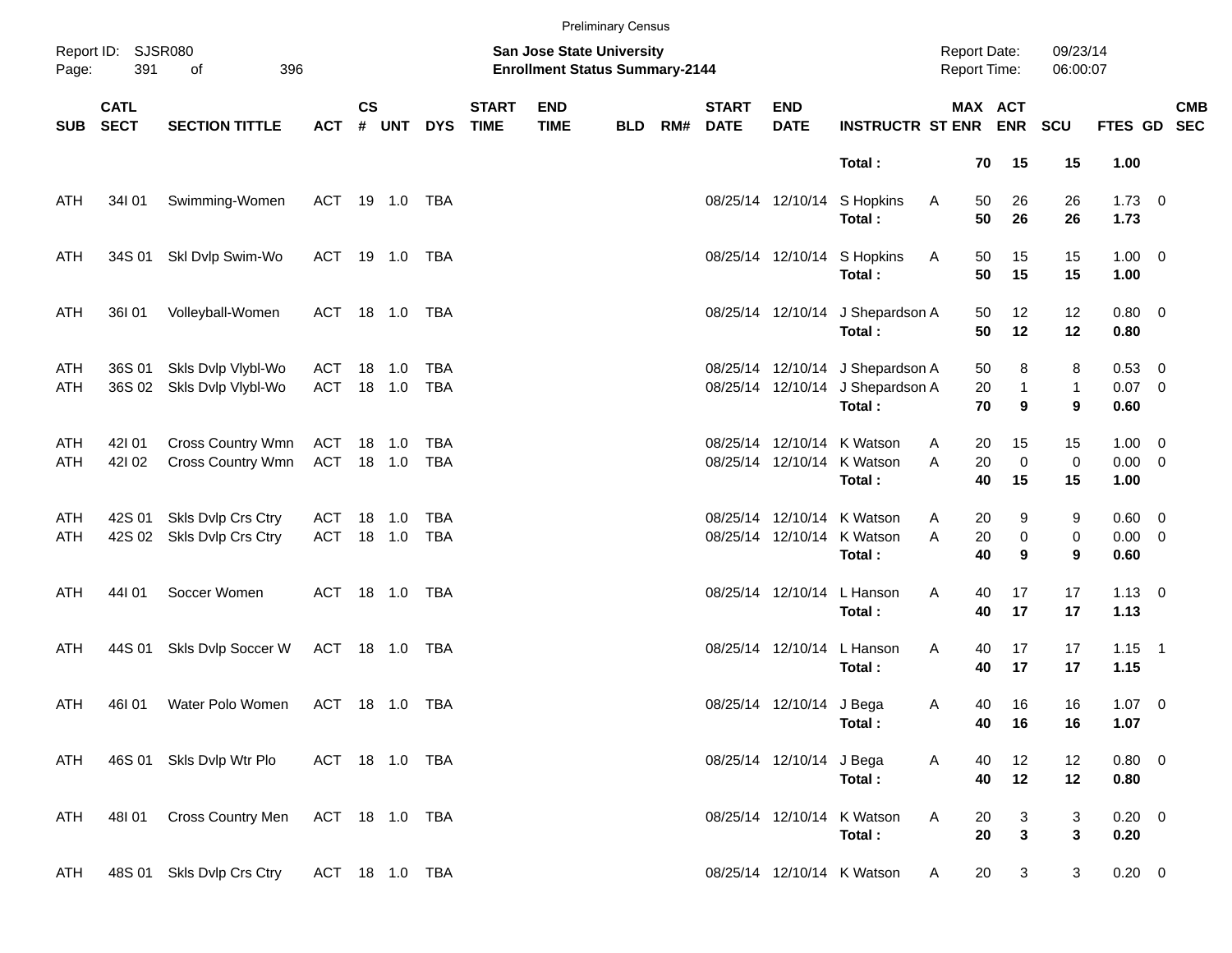Preliminary Census

Report ID: SJSR080

**San Jose State University**
**Enrollment Status Summary-2144**

Report Date: 09/23/14
Report Time: 06:00:07

| SUB | CATL SECT | SECTION TITTLE | ACT | CS # | UNT | DYS | START TIME | END TIME | BLD | RM# | START DATE | END DATE | INSTRUCTR | ST | MAX ENR | ACT ENR | SCU | FTES | GD | CMB SEC |
|---|---|---|---|---|---|---|---|---|---|---|---|---|---|---|---|---|---|---|---|---|
| | | | | | | | | | | | | | **Total :** | | **70** | **15** | **15** | **1.00** | | |
| ATH | 34I 01 | Swimming-Women | ACT | 19 | 1.0 | TBA | | | | | 08/25/14 | 12/10/14 | S Hopkins | A | 50 | 26 | 26 | 1.73 | 0 | |
| | | | | | | | | | | | | | **Total :** | | **50** | **26** | **26** | **1.73** | | |
| ATH | 34S 01 | Skl Dvlp Swim-Wo | ACT | 19 | 1.0 | TBA | | | | | 08/25/14 | 12/10/14 | S Hopkins | A | 50 | 15 | 15 | 1.00 | 0 | |
| | | | | | | | | | | | | | **Total :** | | **50** | **15** | **15** | **1.00** | | |
| ATH | 36I 01 | Volleyball-Women | ACT | 18 | 1.0 | TBA | | | | | 08/25/14 | 12/10/14 | J Shepardson | A | 50 | 12 | 12 | 0.80 | 0 | |
| | | | | | | | | | | | | | **Total :** | | **50** | **12** | **12** | **0.80** | | |
| ATH | 36S 01 | Skls Dvlp Vlybl-Wo | ACT | 18 | 1.0 | TBA | | | | | 08/25/14 | 12/10/14 | J Shepardson | A | 50 | 8 | 8 | 0.53 | 0 | |
| ATH | 36S 02 | Skls Dvlp Vlybl-Wo | ACT | 18 | 1.0 | TBA | | | | | 08/25/14 | 12/10/14 | J Shepardson | A | 20 | 1 | 1 | 0.07 | 0 | |
| | | | | | | | | | | | | | **Total :** | | **70** | **9** | **9** | **0.60** | | |
| ATH | 42I 01 | Cross Country Wmn | ACT | 18 | 1.0 | TBA | | | | | 08/25/14 | 12/10/14 | K Watson | A | 20 | 15 | 15 | 1.00 | 0 | |
| ATH | 42I 02 | Cross Country Wmn | ACT | 18 | 1.0 | TBA | | | | | 08/25/14 | 12/10/14 | K Watson | A | 20 | 0 | 0 | 0.00 | 0 | |
| | | | | | | | | | | | | | **Total :** | | **40** | **15** | **15** | **1.00** | | |
| ATH | 42S 01 | Skls Dvlp Crs Ctry | ACT | 18 | 1.0 | TBA | | | | | 08/25/14 | 12/10/14 | K Watson | A | 20 | 9 | 9 | 0.60 | 0 | |
| ATH | 42S 02 | Skls Dvlp Crs Ctry | ACT | 18 | 1.0 | TBA | | | | | 08/25/14 | 12/10/14 | K Watson | A | 20 | 0 | 0 | 0.00 | 0 | |
| | | | | | | | | | | | | | **Total :** | | **40** | **9** | **9** | **0.60** | | |
| ATH | 44I 01 | Soccer Women | ACT | 18 | 1.0 | TBA | | | | | 08/25/14 | 12/10/14 | L Hanson | A | 40 | 17 | 17 | 1.13 | 0 | |
| | | | | | | | | | | | | | **Total :** | | **40** | **17** | **17** | **1.13** | | |
| ATH | 44S 01 | Skls Dvlp Soccer W | ACT | 18 | 1.0 | TBA | | | | | 08/25/14 | 12/10/14 | L Hanson | A | 40 | 17 | 17 | 1.15 | 1 | |
| | | | | | | | | | | | | | **Total :** | | **40** | **17** | **17** | **1.15** | | |
| ATH | 46I 01 | Water Polo Women | ACT | 18 | 1.0 | TBA | | | | | 08/25/14 | 12/10/14 | J Bega | A | 40 | 16 | 16 | 1.07 | 0 | |
| | | | | | | | | | | | | | **Total :** | | **40** | **16** | **16** | **1.07** | | |
| ATH | 46S 01 | Skls Dvlp Wtr Plo | ACT | 18 | 1.0 | TBA | | | | | 08/25/14 | 12/10/14 | J Bega | A | 40 | 12 | 12 | 0.80 | 0 | |
| | | | | | | | | | | | | | **Total :** | | **40** | **12** | **12** | **0.80** | | |
| ATH | 48I 01 | Cross Country Men | ACT | 18 | 1.0 | TBA | | | | | 08/25/14 | 12/10/14 | K Watson | A | 20 | 3 | 3 | 0.20 | 0 | |
| | | | | | | | | | | | | | **Total :** | | **20** | **3** | **3** | **0.20** | | |
| ATH | 48S 01 | Skls Dvlp Crs Ctry | ACT | 18 | 1.0 | TBA | | | | | 08/25/14 | 12/10/14 | K Watson | A | 20 | 3 | 3 | 0.20 | 0 | |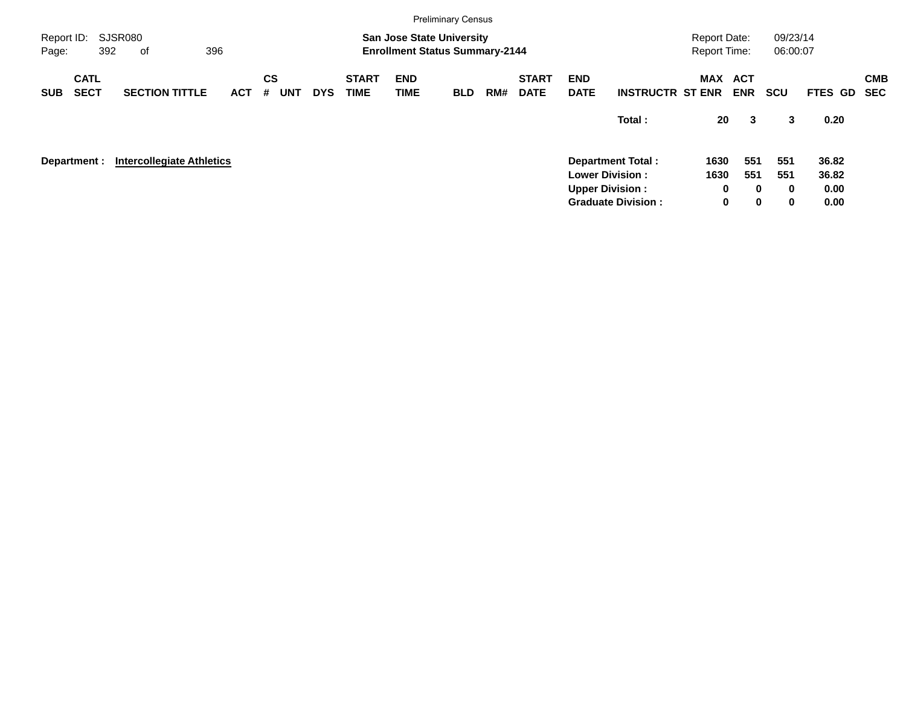Preliminary Census

Report ID: SJSR080
Page: 392 of 396

**San Jose State University**
**Enrollment Status Summary-2144**

Report Date: 09/23/14
Report Time: 06:00:07

| SUB | CATL SECT | SECTION TITTLE | ACT | CS # | UNT | DYS | START TIME | END TIME | BLD | RM# | START DATE | END DATE | INSTRUCTR | MAX ST ENR | ACT ENR | SCU | FTES | GD | CMB SEC |
|---|---|---|---|---|---|---|---|---|---|---|---|---|---|---|---|---|---|---|---|
| | | | | | | | | | | | | | **Total :** | **20** | **3** | **3** | **0.20** | | |

**Department :** **Intercollegiate Athletics**

| | MAX ST ENR | ACT ENR | SCU | FTES |
|---|---|---|---|---|
| **Department Total :** | **1630** | **551** | **551** | **36.82** |
| **Lower Division :** | **1630** | **551** | **551** | **36.82** |
| **Upper Division :** | **0** | **0** | **0** | **0.00** |
| **Graduate Division :** | **0** | **0** | **0** | **0.00** |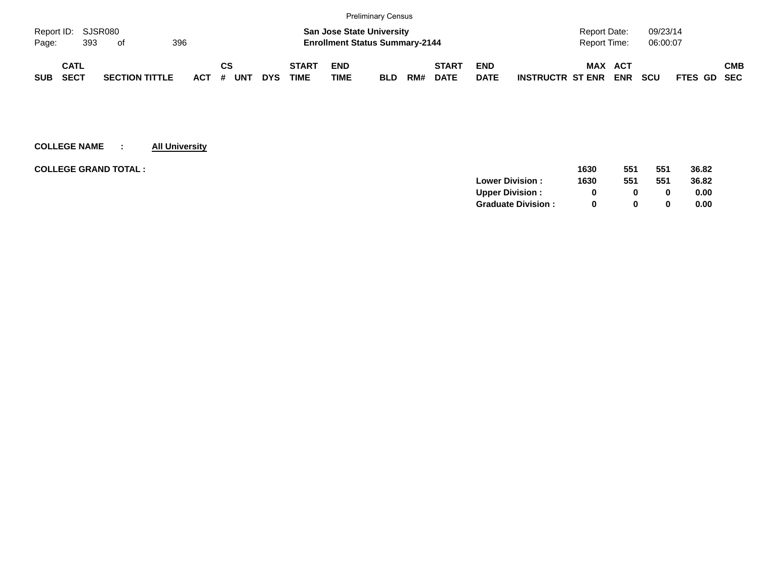Preliminary Census

Report ID: SJSR080
**San Jose State University**
**Enrollment Status Summary-2144**
Report Date: 09/23/14
Report Time: 06:00:07

| SUB | CATL SECT | SECTION TITTLE | ACT | CS # | UNT | DYS | START TIME | END TIME | BLD | RM# | START DATE | END DATE | INSTRUCTR | MAX ST ENR | ACT ENR | SCU | FTES | GD | CMB SEC |
|---|---|---|---|---|---|---|---|---|---|---|---|---|---|---|---|---|---|---|---|

**COLLEGE NAME : All University**

**COLLEGE GRAND TOTAL :**

| | MAX ST ENR | ACT ENR | SCU | FTES |
|---|---|---|---|---|
| | **1630** | **551** | **551** | **36.82** |
| **Lower Division :** | **1630** | **551** | **551** | **36.82** |
| **Upper Division :** | **0** | **0** | **0** | **0.00** |
| **Graduate Division :** | **0** | **0** | **0** | **0.00** |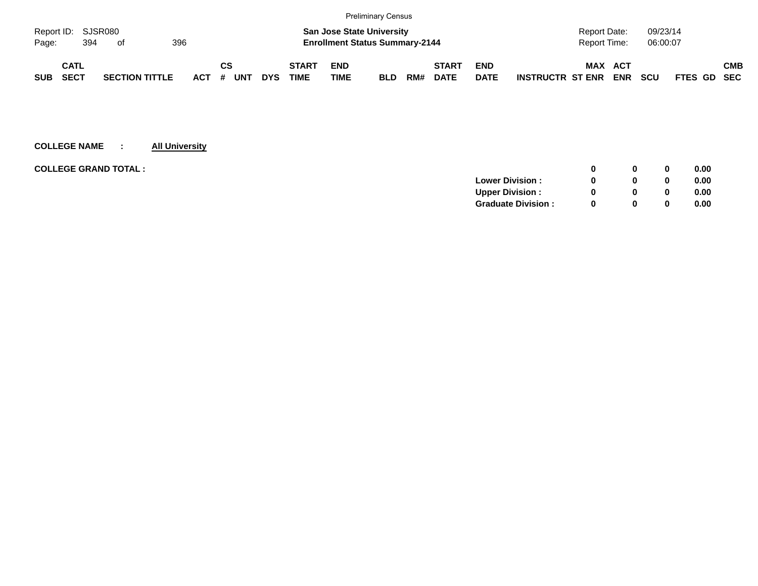Preliminary Census

Report ID: SJSR080

**San Jose State University**
**Enrollment Status Summary-2144**

Report Date: 09/23/14
Report Time: 06:00:07

| SUB | CATL SECT | SECTION TITTLE | ACT | CS # | UNT | DYS | START TIME | END TIME | BLD | RM# | START DATE | END DATE | INSTRUCTR | MAX ST ENR | ACT ENR | SCU | FTES | GD | CMB SEC |
|---|---|---|---|---|---|---|---|---|---|---|---|---|---|---|---|---|---|---|---|

**COLLEGE NAME : All University**

| **COLLEGE GRAND TOTAL :** | | **0** | **0** | **0** | **0.00** |
|---|---|---|---|---|---|
| | **Lower Division :** | **0** | **0** | **0** | **0.00** |
| | **Upper Division :** | **0** | **0** | **0** | **0.00** |
| | **Graduate Division :** | **0** | **0** | **0** | **0.00** |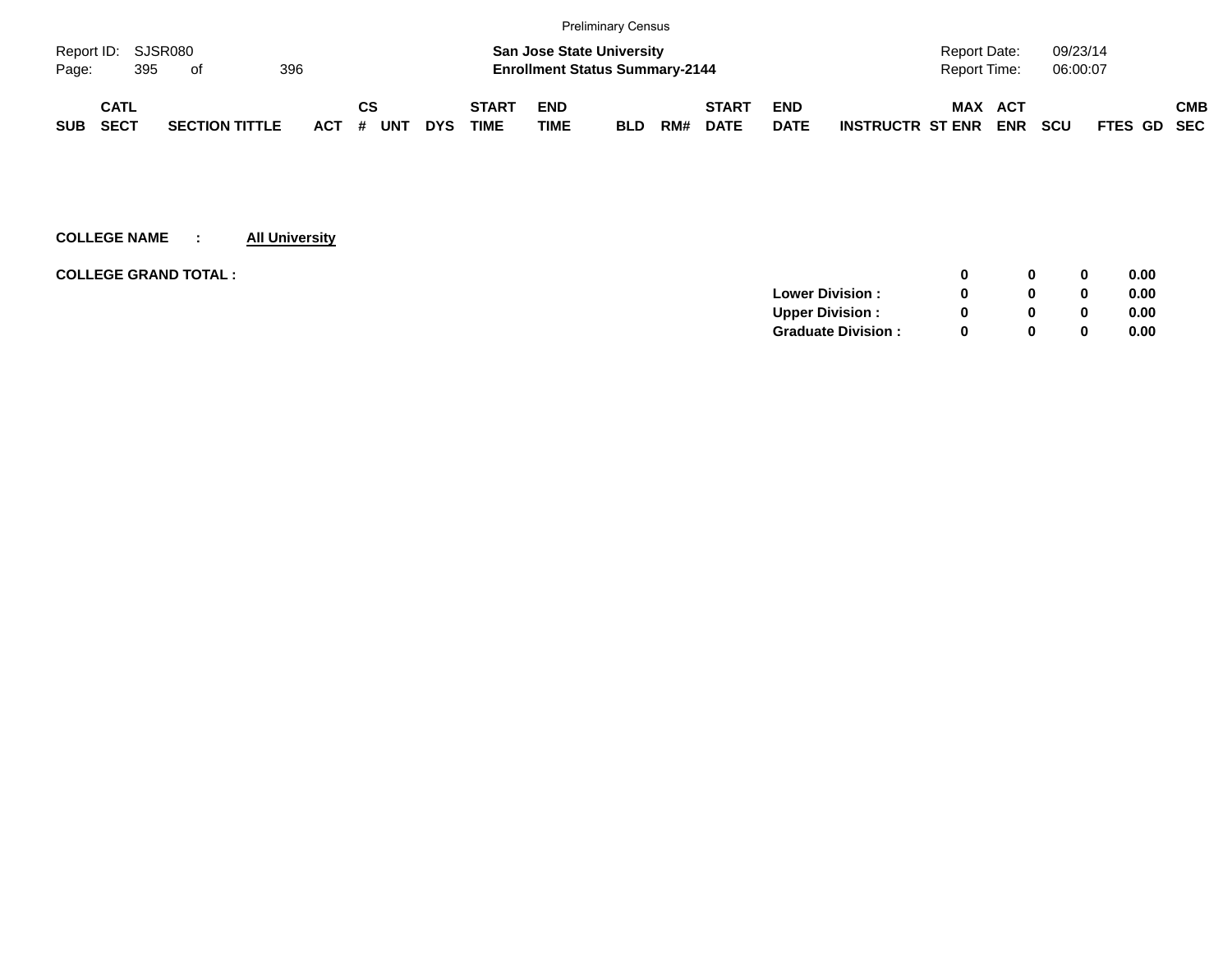Preliminary Census

**San Jose State University**
**Enrollment Status Summary-2144**

Report ID: SJSR080
Report Date: 09/23/14
Report Time: 06:00:07

| SUB | CATL SECT | SECTION TITTLE | ACT | CS # | UNT | DYS | START TIME | END TIME | BLD | RM# | START DATE | END DATE | INSTRUCTR | MAX ST ENR | ACT ENR | SCU | FTES | GD | CMB SEC |
|---|---|---|---|---|---|---|---|---|---|---|---|---|---|---|---|---|---|---|---|

**COLLEGE NAME : All University**

| | | | | |
|---|---|---|---|---|
| **COLLEGE GRAND TOTAL :** | **0** | **0** | **0** | **0.00** |
| **Lower Division :** | **0** | **0** | **0** | **0.00** |
| **Upper Division :** | **0** | **0** | **0** | **0.00** |
| **Graduate Division :** | **0** | **0** | **0** | **0.00** |